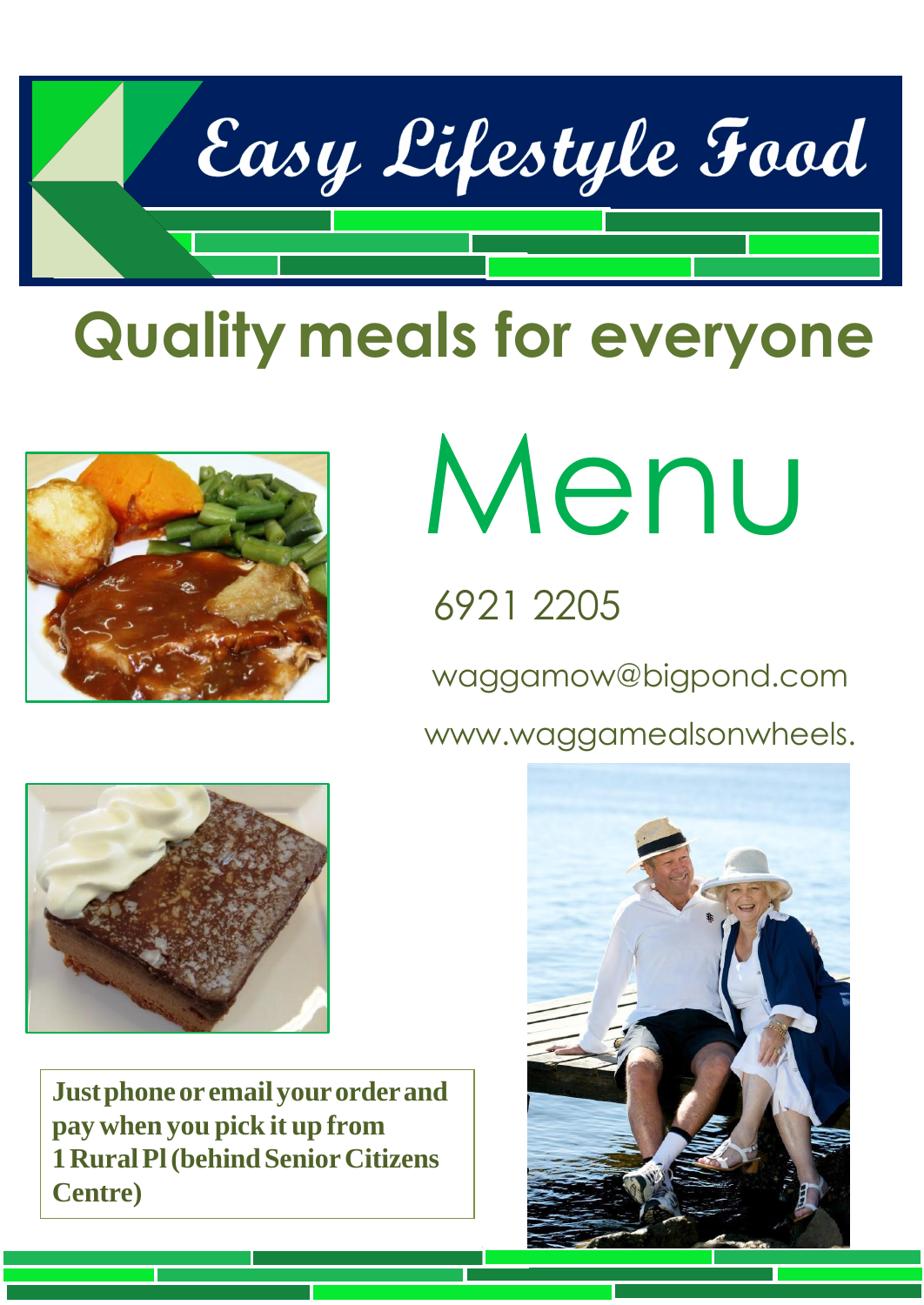# Easy Lifestyle Food

## Quality meals for everyone

# Menu

6921 2205

waggamow@bigpond.com

www.waggamealsonwheels.

**Just phone or email your order and pay when you pick it up from 1 Rural Pl (behind Senior Citizens Centre)**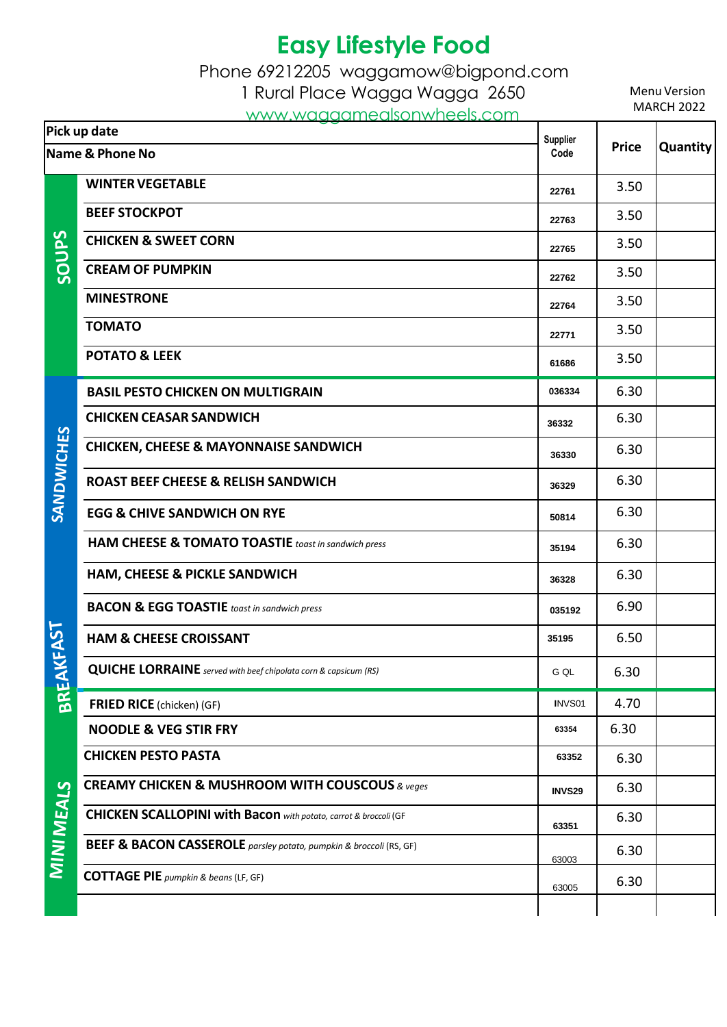# Easy Lifestyle Food

Phone 69212205 waggamow@bigpond.com

1 Rural Place Wagga Wagga 2650

www.waggamealsonwheels.com

Menu Version MARCH 2022

| Pick up date | | Supplier Code | Price | Quantity |
|---|---|---|---|---|
| Name & Phone No | | | | |
| SOUPS | **WINTER VEGETABLE** | 22761 | 3.50 | |
| | **BEEF STOCKPOT** | 22763 | 3.50 | |
| | **CHICKEN & SWEET CORN** | 22765 | 3.50 | |
| | **CREAM OF PUMPKIN** | 22762 | 3.50 | |
| | **MINESTRONE** | 22764 | 3.50 | |
| | **TOMATO** | 22771 | 3.50 | |
| | **POTATO & LEEK** | 61686 | 3.50 | |
| SANDWICHES | **BASIL PESTO CHICKEN ON MULTIGRAIN** | 036334 | 6.30 | |
| | **CHICKEN CEASAR SANDWICH** | 36332 | 6.30 | |
| | **CHICKEN, CHEESE & MAYONNAISE SANDWICH** | 36330 | 6.30 | |
| | **ROAST BEEF CHEESE & RELISH SANDWICH** | 36329 | 6.30 | |
| | **EGG & CHIVE SANDWICH ON RYE** | 50814 | 6.30 | |
| | **HAM CHEESE & TOMATO TOASTIE** *toast in sandwich press* | 35194 | 6.30 | |
| | **HAM, CHEESE & PICKLE SANDWICH** | 36328 | 6.30 | |
| BREAKFAST | **BACON & EGG TOASTIE** *toast in sandwich press* | 035192 | 6.90 | |
| | **HAM & CHEESE CROISSANT** | 35195 | 6.50 | |
| | **QUICHE LORRAINE** *served with beef chipolata corn & capsicum (RS)* | G QL | 6.30 | |
| MINI MEALS | **FRIED RICE** (chicken) (GF) | INVS01 | 4.70 | |
| | **NOODLE & VEG STIR FRY** | 63354 | 6.30 | |
| | **CHICKEN PESTO PASTA** | 63352 | 6.30 | |
| | **CREAMY CHICKEN & MUSHROOM WITH COUSCOUS** *& veges* | INVS29 | 6.30 | |
| | **CHICKEN SCALLOPINI with Bacon** *with potato, carrot & broccoli* (GF | 63351 | 6.30 | |
| | **BEEF & BACON CASSEROLE** *parsley potato, pumpkin & broccoli* (RS, GF) | 63003 | 6.30 | |
| | **COTTAGE PIE** *pumpkin & beans* (LF, GF) | 63005 | 6.30 | |
| | | | | |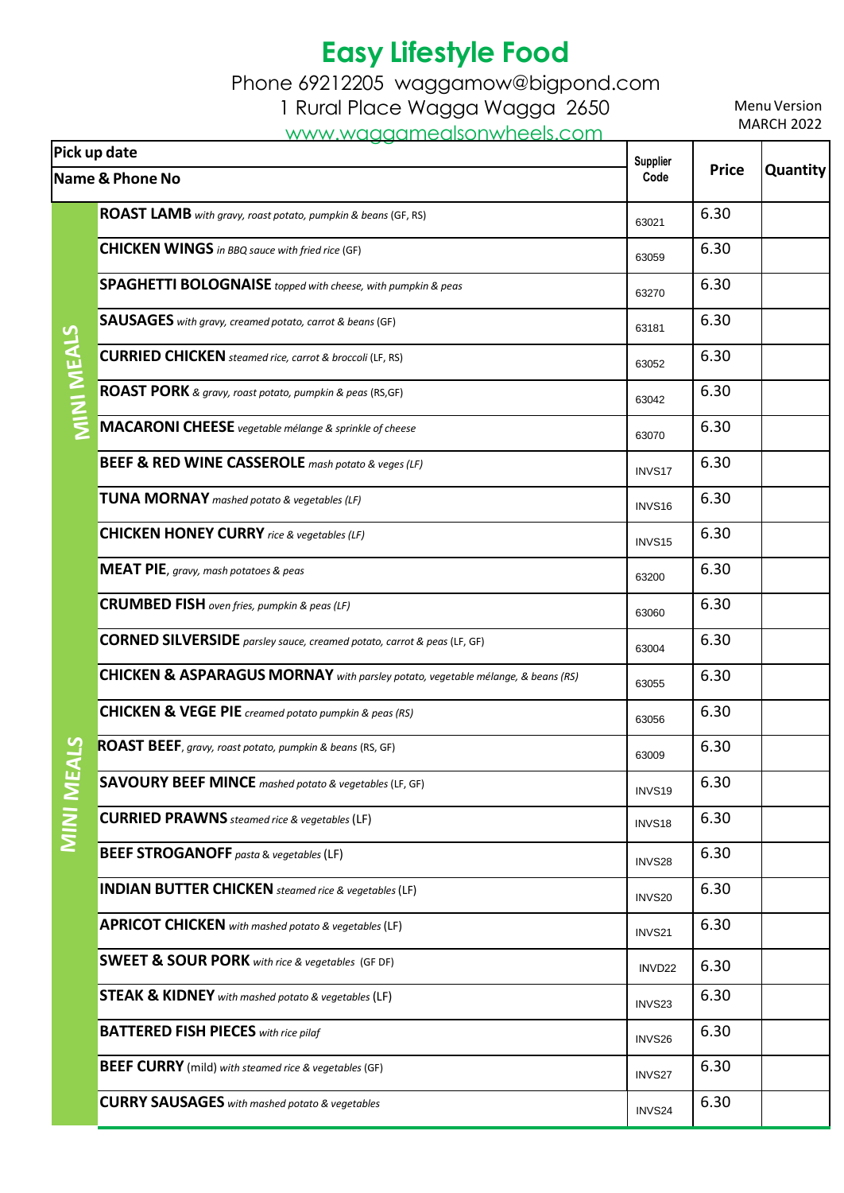# Easy Lifestyle Food

Phone 69212205 waggamow@bigpond.com

1 Rural Place Wagga Wagga 2650

www.waggamealsonwheels.com

Menu Version MARCH 2022

| | Pick up date / Name & Phone No | Supplier Code | Price | Quantity |
|---|---|---|---|---|
| MINI MEALS | **ROAST LAMB** *with gravy, roast potato, pumpkin & beans* (GF, RS) | 63021 | 6.30 | |
| | **CHICKEN WINGS** *in BBQ sauce with fried rice* (GF) | 63059 | 6.30 | |
| | **SPAGHETTI BOLOGNAISE** *topped with cheese, with pumpkin & peas* | 63270 | 6.30 | |
| | **SAUSAGES** *with gravy, creamed potato, carrot & beans* (GF) | 63181 | 6.30 | |
| | **CURRIED CHICKEN** *steamed rice, carrot & broccoli* (LF, RS) | 63052 | 6.30 | |
| | **ROAST PORK** *& gravy, roast potato, pumpkin & peas* (RS,GF) | 63042 | 6.30 | |
| | **MACARONI CHEESE** *vegetable mélange & sprinkle of cheese* | 63070 | 6.30 | |
| | **BEEF & RED WINE CASSEROLE** *mash potato & veges (LF)* | INVS17 | 6.30 | |
| | **TUNA MORNAY** *mashed potato & vegetables (LF)* | INVS16 | 6.30 | |
| | **CHICKEN HONEY CURRY** *rice & vegetables (LF)* | INVS15 | 6.30 | |
| | **MEAT PIE**, *gravy, mash potatoes & peas* | 63200 | 6.30 | |
| | **CRUMBED FISH** *oven fries, pumpkin & peas (LF)* | 63060 | 6.30 | |
| | **CORNED SILVERSIDE** *parsley sauce, creamed potato, carrot & peas* (LF, GF) | 63004 | 6.30 | |
| | **CHICKEN & ASPARAGUS MORNAY** *with parsley potato, vegetable mélange, & beans (RS)* | 63055 | 6.30 | |
| | **CHICKEN & VEGE PIE** *creamed potato pumpkin & peas (RS)* | 63056 | 6.30 | |
| MINI MEALS | **ROAST BEEF**, *gravy, roast potato, pumpkin & beans* (RS, GF) | 63009 | 6.30 | |
| | **SAVOURY BEEF MINCE** *mashed potato & vegetables* (LF, GF) | INVS19 | 6.30 | |
| | **CURRIED PRAWNS** *steamed rice & vegetables* (LF) | INVS18 | 6.30 | |
| | **BEEF STROGANOFF** *pasta & vegetables* (LF) | INVS28 | 6.30 | |
| | **INDIAN BUTTER CHICKEN** *steamed rice & vegetables* (LF) | INVS20 | 6.30 | |
| | **APRICOT CHICKEN** *with mashed potato & vegetables* (LF) | INVS21 | 6.30 | |
| | **SWEET & SOUR PORK** *with rice & vegetables* (GF DF) | INVD22 | 6.30 | |
| | **STEAK & KIDNEY** *with mashed potato & vegetables* (LF) | INVS23 | 6.30 | |
| | **BATTERED FISH PIECES** *with rice pilaf* | INVS26 | 6.30 | |
| | **BEEF CURRY** (mild) *with steamed rice & vegetables* (GF) | INVS27 | 6.30 | |
| | **CURRY SAUSAGES** *with mashed potato & vegetables* | INVS24 | 6.30 | |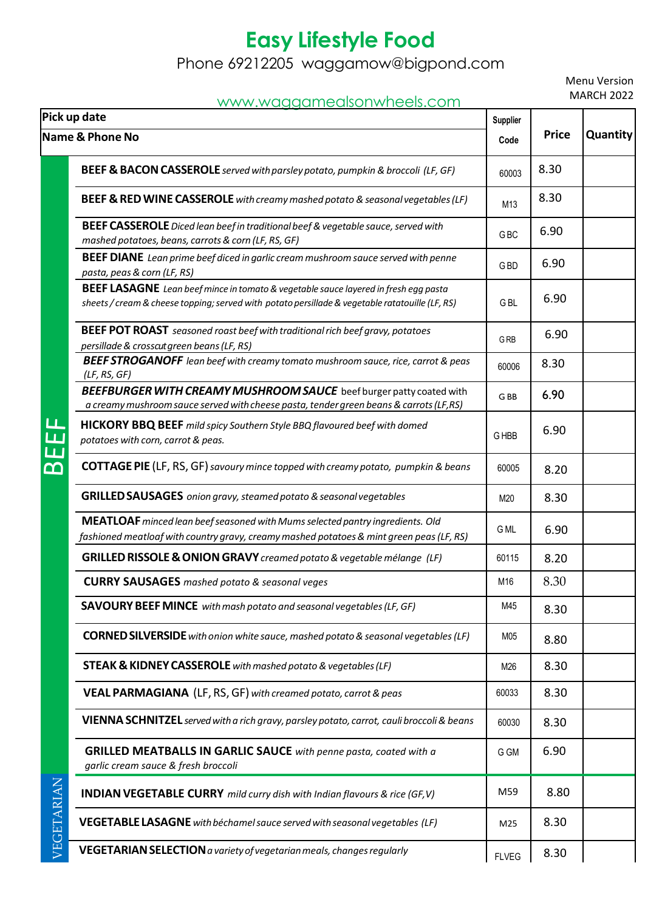# Easy Lifestyle Food

Phone 69212205 waggamow@bigpond.com

www.waggamealsonwheels.com

Menu Version MARCH 2022

| Pick up date / Name & Phone No | | Supplier Code | Price | Quantity |
|---|---|---|---|---|
| BEEF | **BEEF & BACON CASSEROLE** *served with parsley potato, pumpkin & broccoli (LF, GF)* | 60003 | 8.30 | |
| | **BEEF & RED WINE CASSEROLE** *with creamy mashed potato & seasonal vegetables (LF)* | M13 | 8.30 | |
| | **BEEF CASSEROLE** *Diced lean beef in traditional beef & vegetable sauce, served with mashed potatoes, beans, carrots & corn (LF, RS, GF)* | G BC | 6.90 | |
| | **BEEF DIANE** *Lean prime beef diced in garlic cream mushroom sauce served with penne pasta, peas & corn (LF, RS)* | G BD | 6.90 | |
| | **BEEF LASAGNE** *Lean beef mince in tomato & vegetable sauce layered in fresh egg pasta sheets / cream & cheese topping; served with potato persillade & vegetable ratatouille (LF, RS)* | G BL | 6.90 | |
| | **BEEF POT ROAST** *seasoned roast beef with traditional rich beef gravy, potatoes persillade & crosscut green beans (LF, RS)* | G RB | 6.90 | |
| | ***BEEF STROGANOFF*** *lean beef with creamy tomato mushroom sauce, rice, carrot & peas (LF, RS, GF)* | 60006 | 8.30 | |
| | ***BEEFBURGER WITH CREAMY MUSHROOM SAUCE*** beef burger patty coated with *a creamy mushroom sauce served with cheese pasta, tender green beans & carrots (LF,RS)* | G BB | 6.90 | |
| | **HICKORY BBQ BEEF** *mild spicy Southern Style BBQ flavoured beef with domed potatoes with corn, carrot & peas.* | G HBB | 6.90 | |
| | **COTTAGE PIE** (LF, RS, GF) *savoury mince topped with creamy potato, pumpkin & beans* | 60005 | 8.20 | |
| | **GRILLED SAUSAGES** *onion gravy, steamed potato & seasonal vegetables* | M20 | 8.30 | |
| | **MEATLOAF** *minced lean beef seasoned with Mums selected pantry ingredients. Old fashioned meatloaf with country gravy, creamy mashed potatoes & mint green peas (LF, RS)* | G ML | 6.90 | |
| | **GRILLED RISSOLE & ONION GRAVY** *creamed potato & vegetable mélange (LF)* | 60115 | 8.20 | |
| | **CURRY SAUSAGES** *mashed potato & seasonal veges* | M16 | 8.30 | |
| | **SAVOURY BEEF MINCE** *with mash potato and seasonal vegetables (LF, GF)* | M45 | 8.30 | |
| | **CORNED SILVERSIDE** *with onion white sauce, mashed potato & seasonal vegetables (LF)* | M05 | 8.80 | |
| | **STEAK & KIDNEY CASSEROLE** *with mashed potato & vegetables (LF)* | M26 | 8.30 | |
| | **VEAL PARMAGIANA** (LF, RS, GF) *with creamed potato, carrot & peas* | 60033 | 8.30 | |
| | **VIENNA SCHNITZEL** *served with a rich gravy, parsley potato, carrot, cauli broccoli & beans* | 60030 | 8.30 | |
| | **GRILLED MEATBALLS IN GARLIC SAUCE** *with penne pasta, coated with a garlic cream sauce & fresh broccoli* | G GM | 6.90 | |
| VEGETARIAN | **INDIAN VEGETABLE CURRY** *mild curry dish with Indian flavours & rice (GF,V)* | M59 | 8.80 | |
| | **VEGETABLE LASAGNE** *with béchamel sauce served with seasonal vegetables (LF)* | M25 | 8.30 | |
| | **VEGETARIAN SELECTION** *a variety of vegetarian meals, changes regularly* | FLVEG | 8.30 | |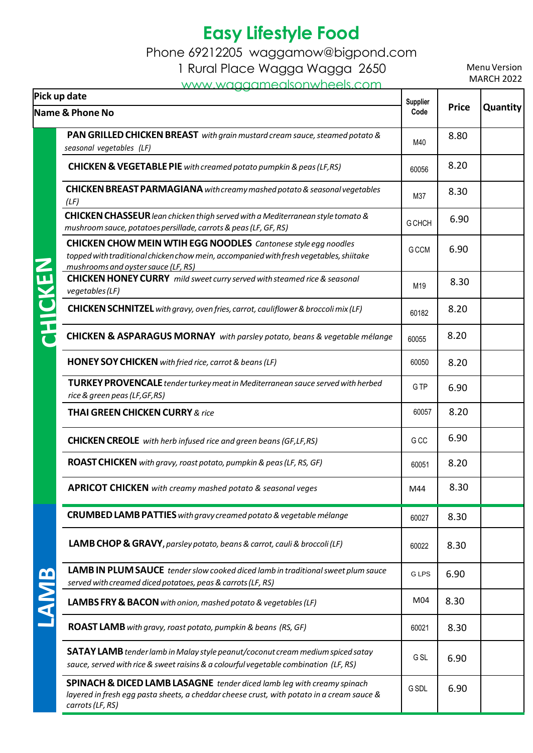# Easy Lifestyle Food

Phone 69212205 waggamow@bigpond.com
1 Rural Place Wagga Wagga 2650
www.waggamealsonwheels.com

Menu Version
MARCH 2022

| Category | Pick up date / Name & Phone No | Supplier Code | Price | Quantity |
|---|---|---|---|---|
| CHICKEN | **PAN GRILLED CHICKEN BREAST** *with grain mustard cream sauce, steamed potato & seasonal vegetables (LF)* | M40 | 8.80 | |
| | **CHICKEN & VEGETABLE PIE** *with creamed potato pumpkin & peas (LF,RS)* | 60056 | 8.20 | |
| | **CHICKEN BREAST PARMAGIANA** *with creamy mashed potato & seasonal vegetables (LF)* | M37 | 8.30 | |
| | **CHICKEN CHASSEUR** *lean chicken thigh served with a Mediterranean style tomato & mushroom sauce, potatoes persillade, carrots & peas (LF, GF, RS)* | G CHCH | 6.90 | |
| | **CHICKEN CHOW MEIN WTIH EGG NOODLES** *Cantonese style egg noodles topped with traditional chicken chow mein, accompanied with fresh vegetables, shiitake mushrooms and oyster sauce (LF, RS)* | G CCM | 6.90 | |
| | **CHICKEN HONEY CURRY** *mild sweet curry served with steamed rice & seasonal vegetables (LF)* | M19 | 8.30 | |
| | **CHICKEN SCHNITZEL** *with gravy, oven fries, carrot, cauliflower & broccoli mix (LF)* | 60182 | 8.20 | |
| | **CHICKEN & ASPARAGUS MORNAY** *with parsley potato, beans & vegetable mélange* | 60055 | 8.20 | |
| | **HONEY SOY CHICKEN** *with fried rice, carrot & beans (LF)* | 60050 | 8.20 | |
| | **TURKEY PROVENCALE** *tender turkey meat in Mediterranean sauce served with herbed rice & green peas (LF,GF,RS)* | G TP | 6.90 | |
| | **THAI GREEN CHICKEN CURRY** *& rice* | 60057 | 8.20 | |
| | **CHICKEN CREOLE** *with herb infused rice and green beans (GF,LF,RS)* | G CC | 6.90 | |
| | **ROAST CHICKEN** *with gravy, roast potato, pumpkin & peas (LF, RS, GF)* | 60051 | 8.20 | |
| | **APRICOT CHICKEN** *with creamy mashed potato & seasonal veges* | M44 | 8.30 | |
| LAMB | **CRUMBED LAMB PATTIES** *with gravy creamed potato & vegetable mélange* | 60027 | 8.30 | |
| | **LAMB CHOP & GRAVY,** *parsley potato, beans & carrot, cauli & broccoli (LF)* | 60022 | 8.30 | |
| | **LAMB IN PLUM SAUCE** *tender slow cooked diced lamb in traditional sweet plum sauce served with creamed diced potatoes, peas & carrots (LF, RS)* | G LPS | 6.90 | |
| | **LAMBS FRY & BACON** *with onion, mashed potato & vegetables (LF)* | M04 | 8.30 | |
| | **ROAST LAMB** *with gravy, roast potato, pumpkin & beans (RS, GF)* | 60021 | 8.30 | |
| | **SATAY LAMB** *tender lamb in Malay style peanut/coconut cream medium spiced satay sauce, served with rice & sweet raisins & a colourful vegetable combination (LF, RS)* | G SL | 6.90 | |
| | **SPINACH & DICED LAMB LASAGNE** *tender diced lamb leg with creamy spinach layered in fresh egg pasta sheets, a cheddar cheese crust, with potato in a cream sauce & carrots (LF, RS)* | G SDL | 6.90 | |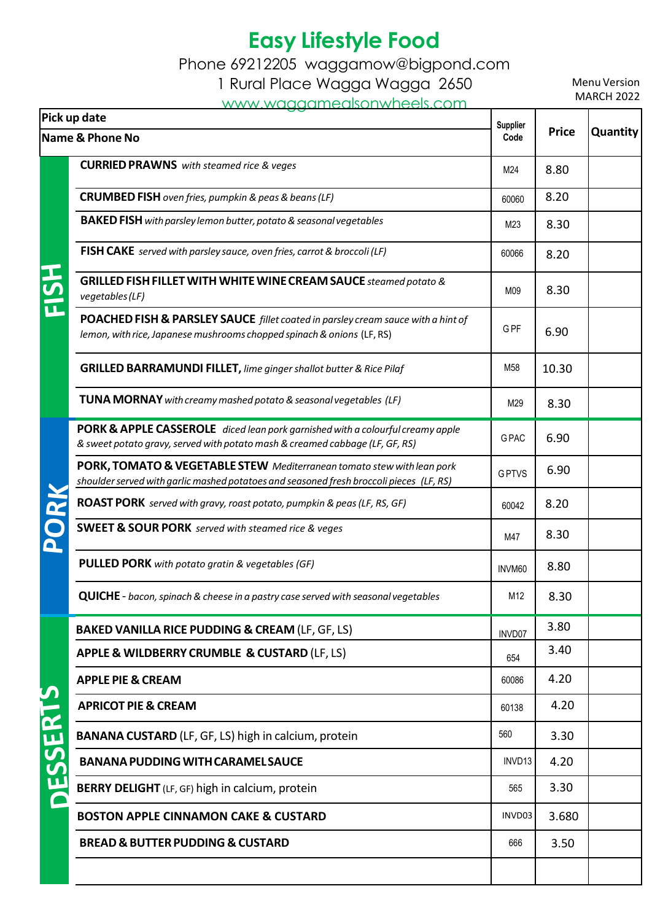# Easy Lifestyle Food

Phone 69212205 waggamow@bigpond.com

1 Rural Place Wagga Wagga 2650

www.waggamealsonwheels.com

Menu Version MARCH 2022

| Pick up date / Name & Phone No | | Supplier Code | Price | Quantity |
|---|---|---|---|---|
| FISH | **CURRIED PRAWNS** *with steamed rice & veges* | M24 | 8.80 | |
| | **CRUMBED FISH** *oven fries, pumpkin & peas & beans (LF)* | 60060 | 8.20 | |
| | **BAKED FISH** *with parsley lemon butter, potato & seasonal vegetables* | M23 | 8.30 | |
| | **FISH CAKE** *served with parsley sauce, oven fries, carrot & broccoli (LF)* | 60066 | 8.20 | |
| | **GRILLED FISH FILLET WITH WHITE WINE CREAM SAUCE** *steamed potato & vegetables (LF)* | M09 | 8.30 | |
| | **POACHED FISH & PARSLEY SAUCE** *fillet coated in parsley cream sauce with a hint of lemon, with rice, Japanese mushrooms chopped spinach & onions* (LF, RS) | GPF | 6.90 | |
| | **GRILLED BARRAMUNDI FILLET,** *lime ginger shallot butter & Rice Pilaf* | M58 | 10.30 | |
| | **TUNA MORNAY** *with creamy mashed potato & seasonal vegetables (LF)* | M29 | 8.30 | |
| PORK | **PORK & APPLE CASSEROLE** *diced lean pork garnished with a colourful creamy apple & sweet potato gravy, served with potato mash & creamed cabbage (LF, GF, RS)* | GPAC | 6.90 | |
| | **PORK, TOMATO & VEGETABLE STEW** *Mediterranean tomato stew with lean pork shoulder served with garlic mashed potatoes and seasoned fresh broccoli pieces (LF, RS)* | GPTVS | 6.90 | |
| | **ROAST PORK** *served with gravy, roast potato, pumpkin & peas (LF, RS, GF)* | 60042 | 8.20 | |
| | **SWEET & SOUR PORK** *served with steamed rice & veges* | M47 | 8.30 | |
| | **PULLED PORK** *with potato gratin & vegetables (GF)* | INVM60 | 8.80 | |
| | **QUICHE** - *bacon, spinach & cheese in a pastry case served with seasonal vegetables* | M12 | 8.30 | |
| DESSERTS | **BAKED VANILLA RICE PUDDING & CREAM** (LF, GF, LS) | INVD07 | 3.80 | |
| | **APPLE & WILDBERRY CRUMBLE & CUSTARD** (LF, LS) | 654 | 3.40 | |
| | **APPLE PIE & CREAM** | 60086 | 4.20 | |
| | **APRICOT PIE & CREAM** | 60138 | 4.20 | |
| | **BANANA CUSTARD** (LF, GF, LS) high in calcium, protein | 560 | 3.30 | |
| | **BANANA PUDDING WITH CARAMEL SAUCE** | INVD13 | 4.20 | |
| | **BERRY DELIGHT** (LF, GF) high in calcium, protein | 565 | 3.30 | |
| | **BOSTON APPLE CINNAMON CAKE & CUSTARD** | INVD03 | 3.680 | |
| | **BREAD & BUTTER PUDDING & CUSTARD** | 666 | 3.50 | |
| | | | | |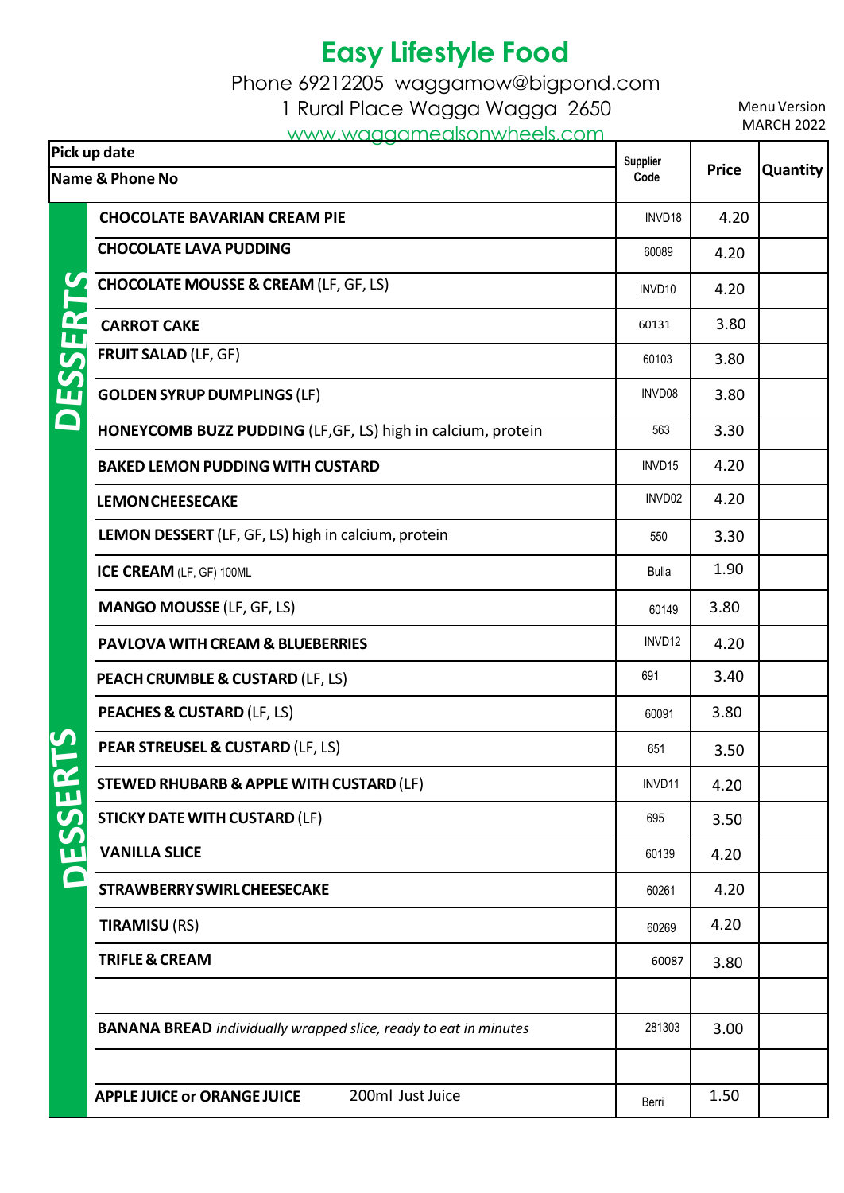# Easy Lifestyle Food

Phone 69212205 waggamow@bigpond.com

1 Rural Place Wagga Wagga 2650

www.waggamealsonwheels.com

Menu Version MARCH 2022

| Pick up date / Name & Phone No | Supplier Code | Price | Quantity |
|---|---|---|---|
| **DESSERTS** | | | |
| **CHOCOLATE BAVARIAN CREAM PIE** | INVD18 | 4.20 | |
| **CHOCOLATE LAVA PUDDING** | 60089 | 4.20 | |
| **CHOCOLATE MOUSSE & CREAM** (LF, GF, LS) | INVD10 | 4.20 | |
| **CARROT CAKE** | 60131 | 3.80 | |
| **FRUIT SALAD** (LF, GF) | 60103 | 3.80 | |
| **GOLDEN SYRUP DUMPLINGS** (LF) | INVD08 | 3.80 | |
| **HONEYCOMB BUZZ PUDDING** (LF,GF, LS) high in calcium, protein | 563 | 3.30 | |
| **BAKED LEMON PUDDING WITH CUSTARD** | INVD15 | 4.20 | |
| **LEMON CHEESECAKE** | INVD02 | 4.20 | |
| **LEMON DESSERT** (LF, GF, LS) high in calcium, protein | 550 | 3.30 | |
| **ICE CREAM** (LF, GF) 100ML | Bulla | 1.90 | |
| **MANGO MOUSSE** (LF, GF, LS) | 60149 | 3.80 | |
| **PAVLOVA WITH CREAM & BLUEBERRIES** | INVD12 | 4.20 | |
| **PEACH CRUMBLE & CUSTARD** (LF, LS) | 691 | 3.40 | |
| **PEACHES & CUSTARD** (LF, LS) | 60091 | 3.80 | |
| **PEAR STREUSEL & CUSTARD** (LF, LS) | 651 | 3.50 | |
| **STEWED RHUBARB & APPLE WITH CUSTARD** (LF) | INVD11 | 4.20 | |
| **STICKY DATE WITH CUSTARD** (LF) | 695 | 3.50 | |
| **VANILLA SLICE** | 60139 | 4.20 | |
| **STRAWBERRY SWIRL CHEESECAKE** | 60261 | 4.20 | |
| **TIRAMISU** (RS) | 60269 | 4.20 | |
| **TRIFLE & CREAM** | 60087 | 3.80 | |
| | | | |
| **BANANA BREAD** *individually wrapped slice, ready to eat in minutes* | 281303 | 3.00 | |
| | | | |
| **APPLE JUICE or ORANGE JUICE** 200ml Just Juice | Berri | 1.50 | |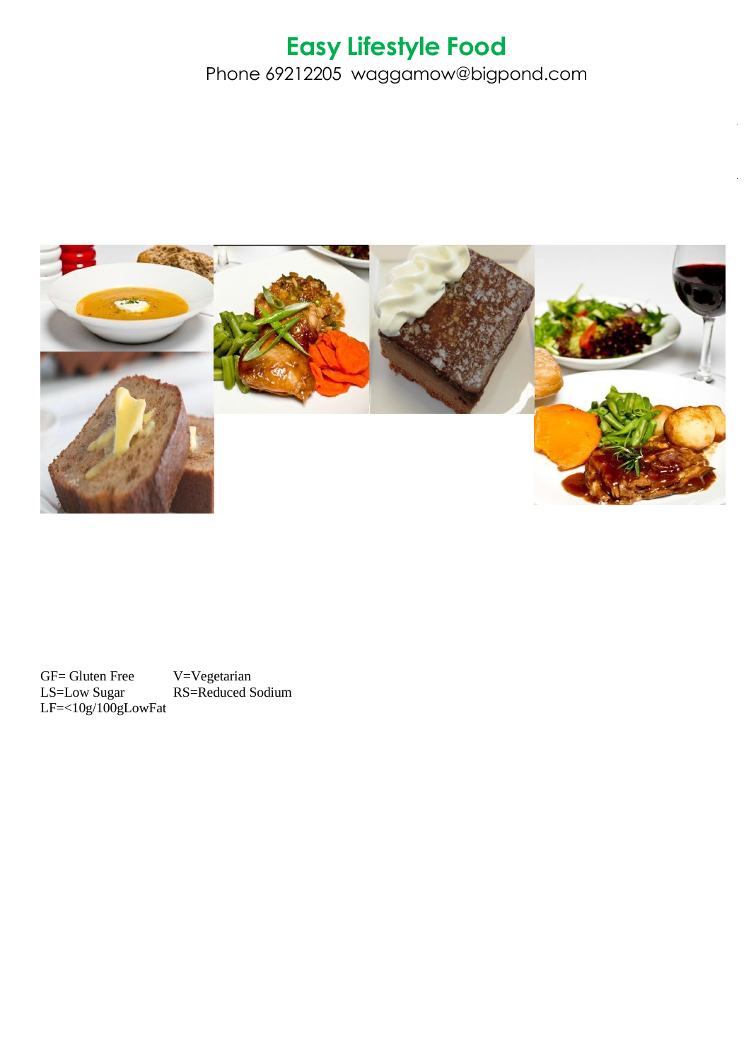# Easy Lifestyle Food

Phone 69212205 waggamow@bigpond.com

GF= Gluten Free
V=Vegetarian
LS=Low Sugar
RS=Reduced Sodium
LF=<10g/100gLowFat